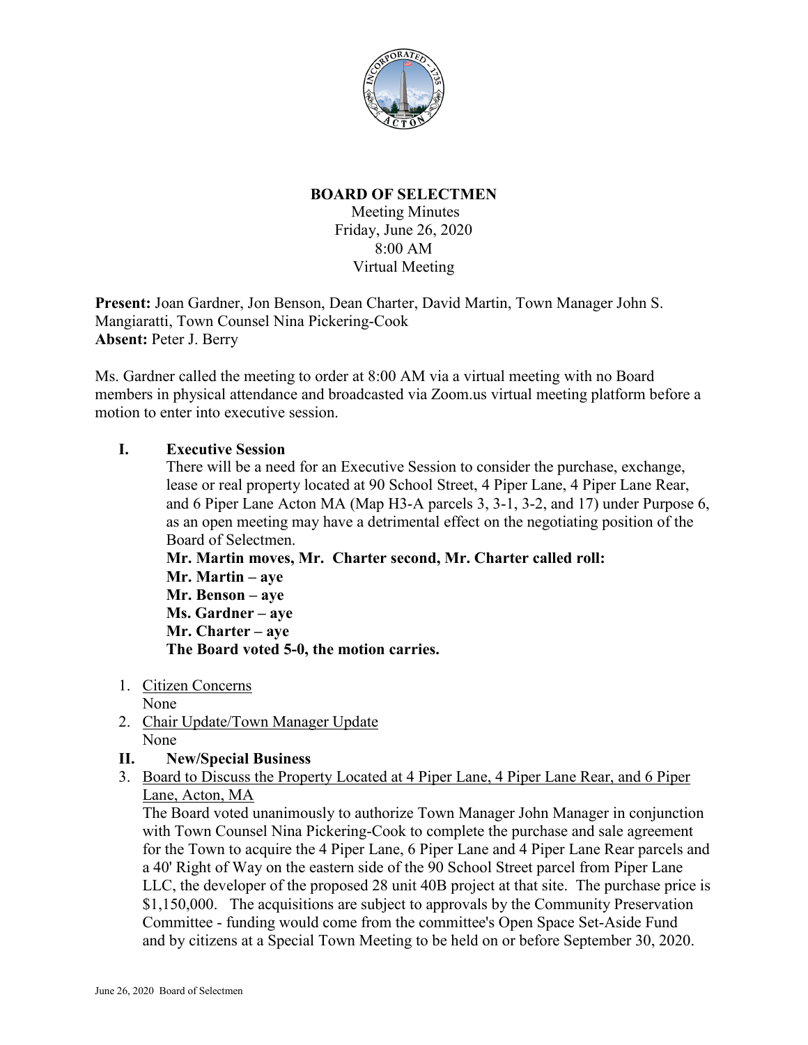# BOARD OF SELECTMEN

Meeting Minutes
Friday, June 26, 2020
8:00 AM
Virtual Meeting

**Present:** Joan Gardner, Jon Benson, Dean Charter, David Martin, Town Manager John S. Mangiaratti, Town Counsel Nina Pickering-Cook
**Absent:** Peter J. Berry

Ms. Gardner called the meeting to order at 8:00 AM via a virtual meeting with no Board members in physical attendance and broadcasted via Zoom.us virtual meeting platform before a motion to enter into executive session.

## I. Executive Session

There will be a need for an Executive Session to consider the purchase, exchange, lease or real property located at 90 School Street, 4 Piper Lane, 4 Piper Lane Rear, and 6 Piper Lane Acton MA (Map H3-A parcels 3, 3-1, 3-2, and 17) under Purpose 6, as an open meeting may have a detrimental effect on the negotiating position of the Board of Selectmen.

**Mr. Martin moves, Mr. Charter second, Mr. Charter called roll:**
**Mr. Martin – aye**
**Mr. Benson – aye**
**Ms. Gardner – aye**
**Mr. Charter – aye**
**The Board voted 5-0, the motion carries.**

1. Citizen Concerns
   None
2. Chair Update/Town Manager Update
   None

## II. New/Special Business

3. Board to Discuss the Property Located at 4 Piper Lane, 4 Piper Lane Rear, and 6 Piper Lane, Acton, MA
   The Board voted unanimously to authorize Town Manager John Manager in conjunction with Town Counsel Nina Pickering-Cook to complete the purchase and sale agreement for the Town to acquire the 4 Piper Lane, 6 Piper Lane and 4 Piper Lane Rear parcels and a 40' Right of Way on the eastern side of the 90 School Street parcel from Piper Lane LLC, the developer of the proposed 28 unit 40B project at that site. The purchase price is $1,150,000. The acquisitions are subject to approvals by the Community Preservation Committee - funding would come from the committee's Open Space Set-Aside Fund and by citizens at a Special Town Meeting to be held on or before September 30, 2020.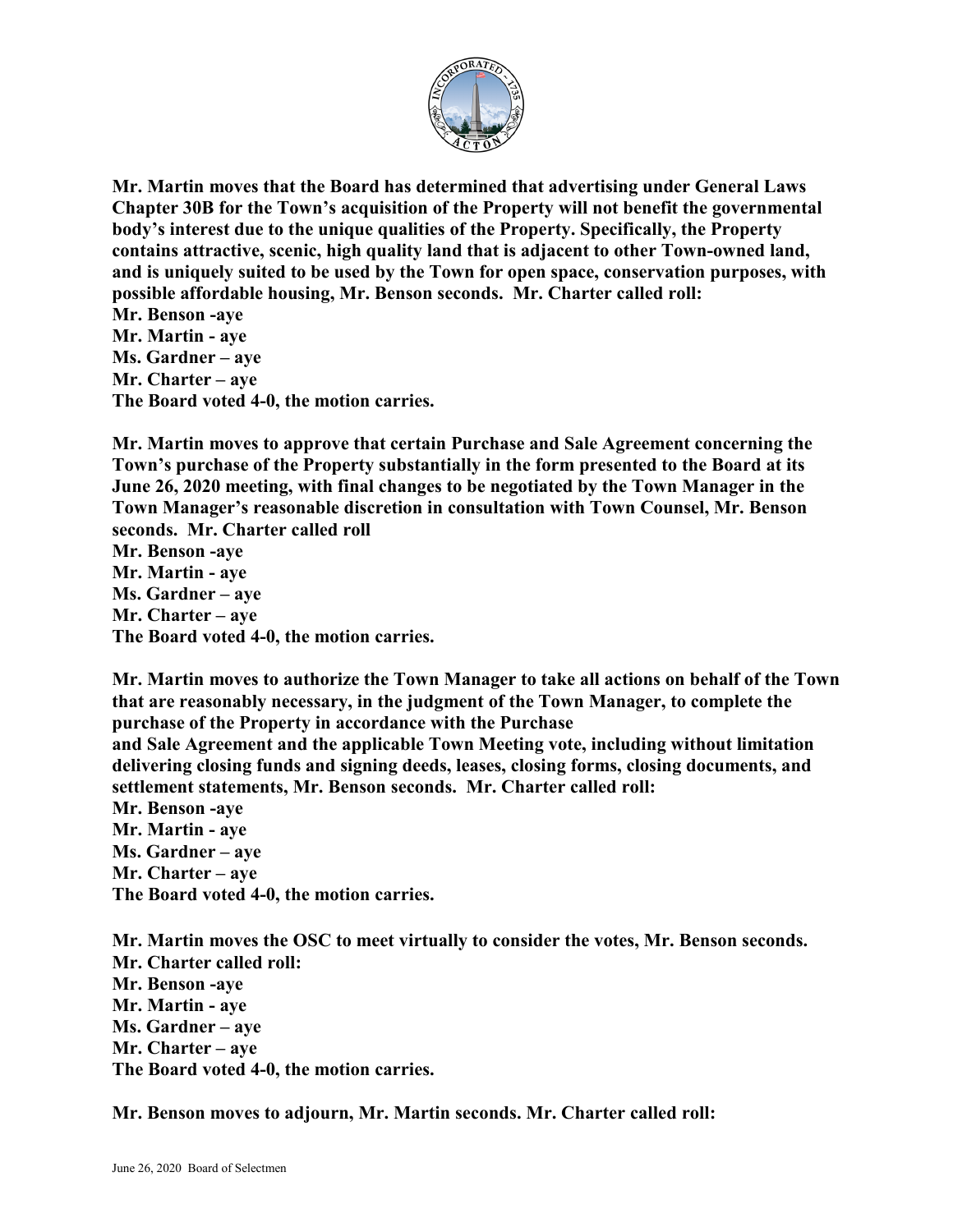**Mr. Martin moves that the Board has determined that advertising under General Laws Chapter 30B for the Town's acquisition of the Property will not benefit the governmental body's interest due to the unique qualities of the Property. Specifically, the Property contains attractive, scenic, high quality land that is adjacent to other Town-owned land, and is uniquely suited to be used by the Town for open space, conservation purposes, with possible affordable housing, Mr. Benson seconds. Mr. Charter called roll:**
**Mr. Benson -aye**
**Mr. Martin - aye**
**Ms. Gardner – aye**
**Mr. Charter – aye**
**The Board voted 4-0, the motion carries.**

**Mr. Martin moves to approve that certain Purchase and Sale Agreement concerning the Town's purchase of the Property substantially in the form presented to the Board at its June 26, 2020 meeting, with final changes to be negotiated by the Town Manager in the Town Manager's reasonable discretion in consultation with Town Counsel, Mr. Benson seconds. Mr. Charter called roll**
**Mr. Benson -aye**
**Mr. Martin - aye**
**Ms. Gardner – aye**
**Mr. Charter – aye**
**The Board voted 4-0, the motion carries.**

**Mr. Martin moves to authorize the Town Manager to take all actions on behalf of the Town that are reasonably necessary, in the judgment of the Town Manager, to complete the purchase of the Property in accordance with the Purchase and Sale Agreement and the applicable Town Meeting vote, including without limitation delivering closing funds and signing deeds, leases, closing forms, closing documents, and settlement statements, Mr. Benson seconds. Mr. Charter called roll:**
**Mr. Benson -aye**
**Mr. Martin - aye**
**Ms. Gardner – aye**
**Mr. Charter – aye**
**The Board voted 4-0, the motion carries.**

**Mr. Martin moves the OSC to meet virtually to consider the votes, Mr. Benson seconds.**
**Mr. Charter called roll:**
**Mr. Benson -aye**
**Mr. Martin - aye**
**Ms. Gardner – aye**
**Mr. Charter – aye**
**The Board voted 4-0, the motion carries.**

**Mr. Benson moves to adjourn, Mr. Martin seconds. Mr. Charter called roll:**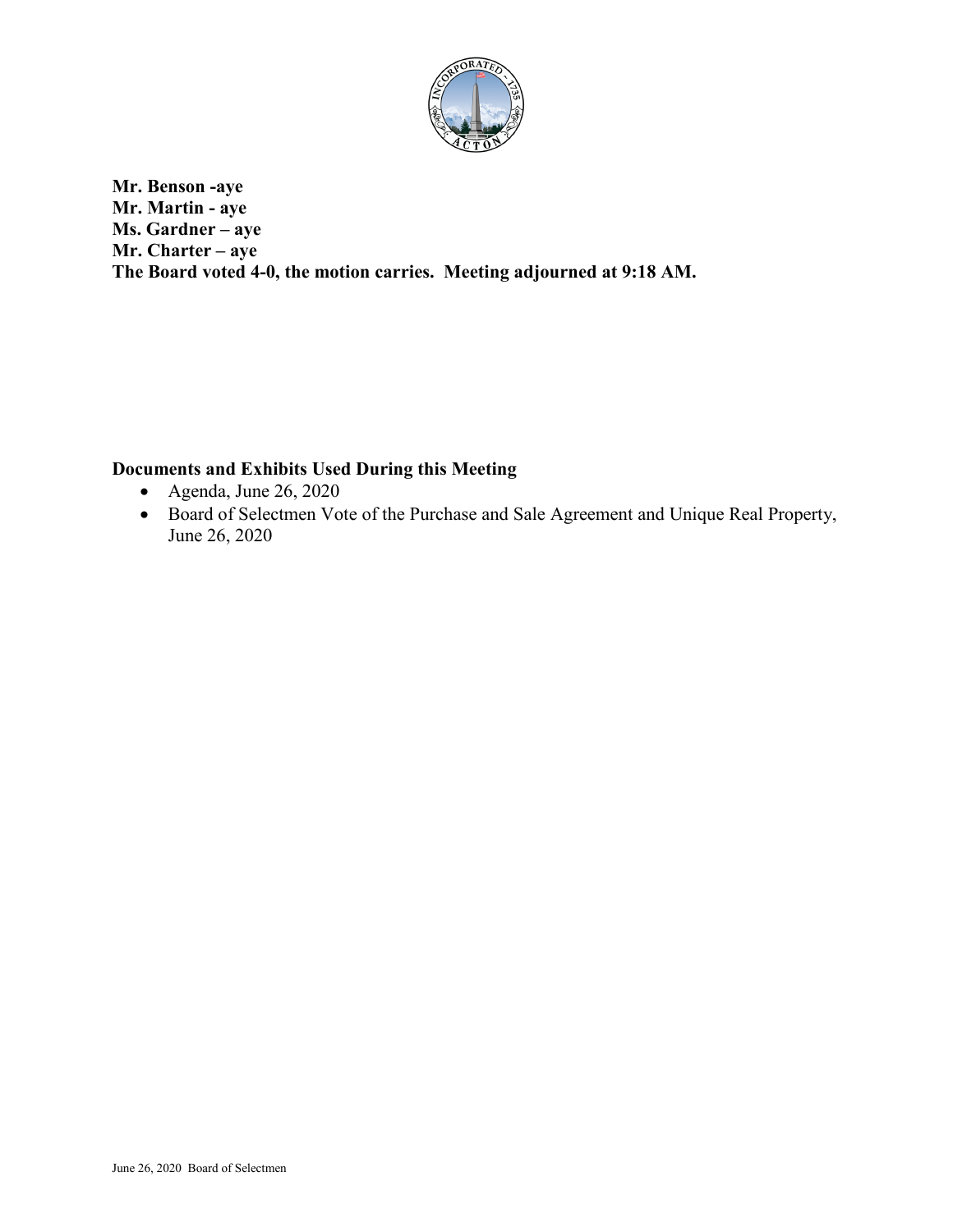**Mr. Benson -aye**
**Mr. Martin - aye**
**Ms. Gardner – aye**
**Mr. Charter – aye**
**The Board voted 4-0, the motion carries. Meeting adjourned at 9:18 AM.**

**Documents and Exhibits Used During this Meeting**

- Agenda, June 26, 2020
- Board of Selectmen Vote of the Purchase and Sale Agreement and Unique Real Property, June 26, 2020